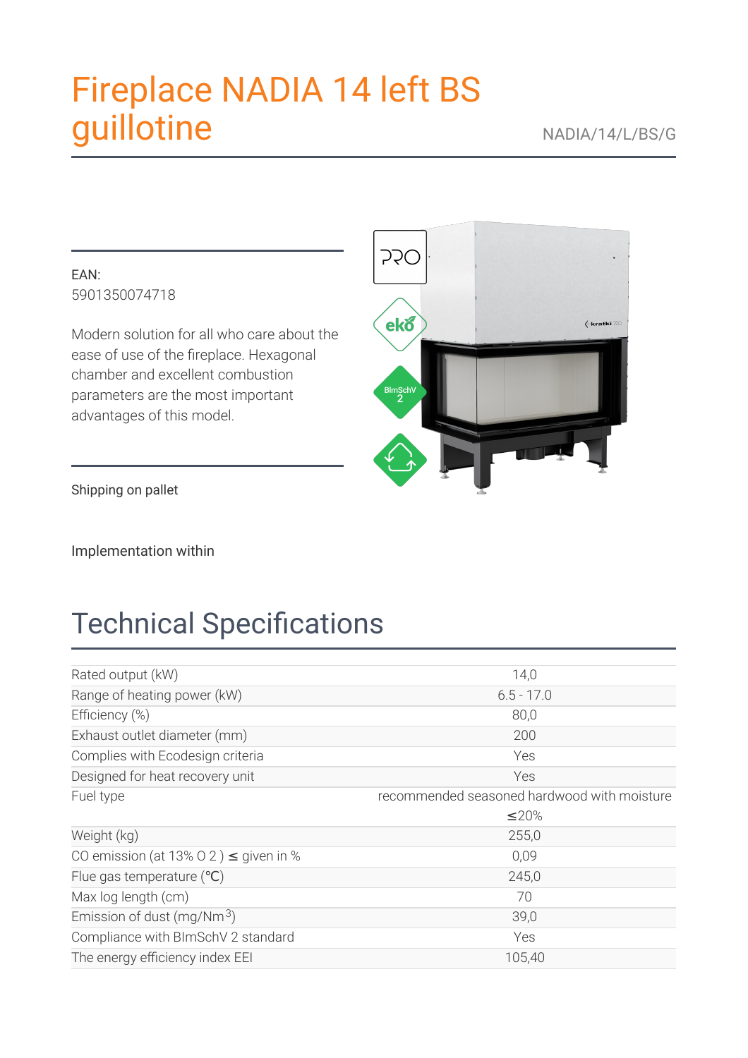# Fireplace NADIA 14 left BS guillotine

NADIA/14/L/BS/G

EAN:
5901350074718

Modern solution for all who care about the ease of use of the fireplace. Hexagonal chamber and excellent combustion parameters are the most important advantages of this model.

Shipping on pallet

Implementation within

## Technical Specifications

| | |
|---|---|
| Rated output (kW) | 14,0 |
| Range of heating power (kW) | 6.5 - 17.0 |
| Efficiency (%) | 80,0 |
| Exhaust outlet diameter (mm) | 200 |
| Complies with Ecodesign criteria | Yes |
| Designed for heat recovery unit | Yes |
| Fuel type | recommended seasoned hardwood with moisture ≤20% |
| Weight (kg) | 255,0 |
| CO emission (at 13% $O_2$) ≤ given in % | 0,09 |
| Flue gas temperature (℃) | 245,0 |
| Max log length (cm) | 70 |
| Emission of dust (mg/$Nm^3$) | 39,0 |
| Compliance with BImSchV 2 standard | Yes |
| The energy efficiency index EEI | 105,40 |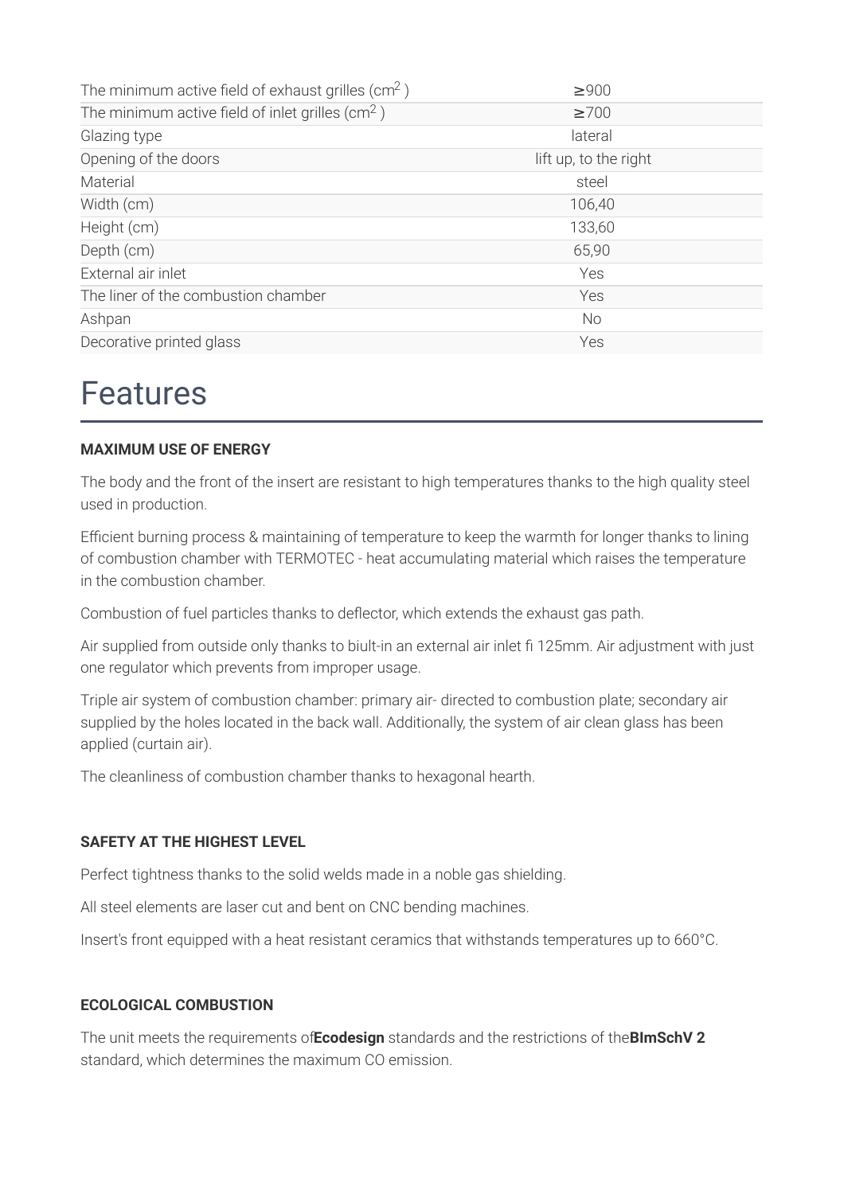| | |
|---|---|
| The minimum active field of exhaust grilles ($cm^2$ ) | ≥900 |
| The minimum active field of inlet grilles ($cm^2$ ) | ≥700 |
| Glazing type | lateral |
| Opening of the doors | lift up, to the right |
| Material | steel |
| Width (cm) | 106,40 |
| Height (cm) | 133,60 |
| Depth (cm) | 65,90 |
| External air inlet | Yes |
| The liner of the combustion chamber | Yes |
| Ashpan | No |
| Decorative printed glass | Yes |

# Features

**MAXIMUM USE OF ENERGY**

The body and the front of the insert are resistant to high temperatures thanks to the high quality steel used in production.

Efficient burning process & maintaining of temperature to keep the warmth for longer thanks to lining of combustion chamber with TERMOTEC - heat accumulating material which raises the temperature in the combustion chamber.

Combustion of fuel particles thanks to deflector, which extends the exhaust gas path.

Air supplied from outside only thanks to biult-in an external air inlet fi 125mm. Air adjustment with just one regulator which prevents from improper usage.

Triple air system of combustion chamber: primary air- directed to combustion plate; secondary air supplied by the holes located in the back wall. Additionally, the system of air clean glass has been applied (curtain air).

The cleanliness of combustion chamber thanks to hexagonal hearth.

**SAFETY AT THE HIGHEST LEVEL**

Perfect tightness thanks to the solid welds made in a noble gas shielding.

All steel elements are laser cut and bent on CNC bending machines.

Insert's front equipped with a heat resistant ceramics that withstands temperatures up to 660°C.

**ECOLOGICAL COMBUSTION**

The unit meets the requirements of**Ecodesign** standards and the restrictions of the**BImSchV 2** standard, which determines the maximum CO emission.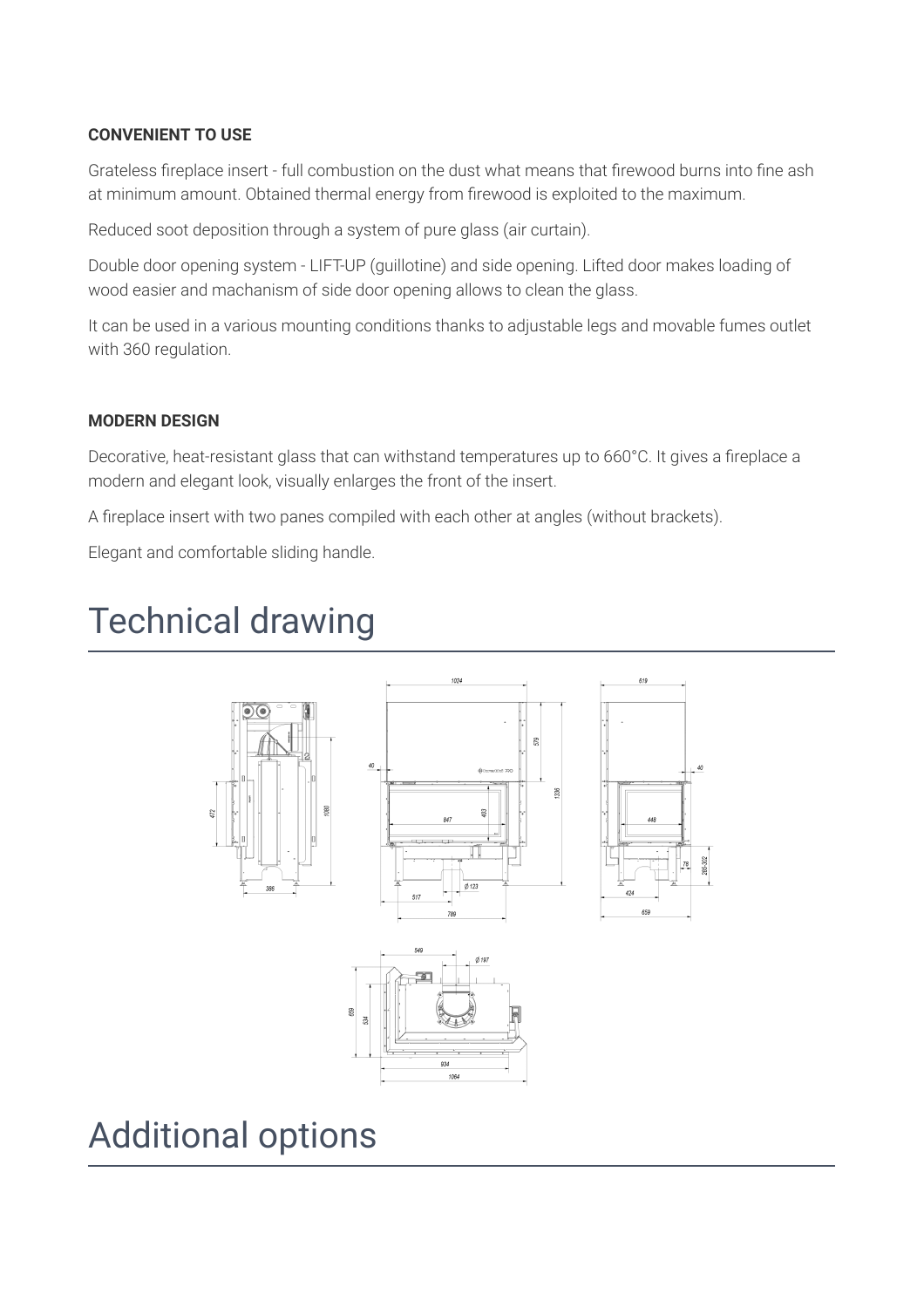**CONVENIENT TO USE**

Grateless fireplace insert - full combustion on the dust what means that firewood burns into fine ash at minimum amount. Obtained thermal energy from firewood is exploited to the maximum.

Reduced soot deposition through a system of pure glass (air curtain).

Double door opening system - LIFT-UP (guillotine) and side opening. Lifted door makes loading of wood easier and machanism of side door opening allows to clean the glass.

It can be used in a various mounting conditions thanks to adjustable legs and movable fumes outlet with 360 regulation.

**MODERN DESIGN**

Decorative, heat-resistant glass that can withstand temperatures up to 660°C. It gives a fireplace a modern and elegant look, visually enlarges the front of the insert.

A fireplace insert with two panes compiled with each other at angles (without brackets).

Elegant and comfortable sliding handle.

# Technical drawing

# Additional options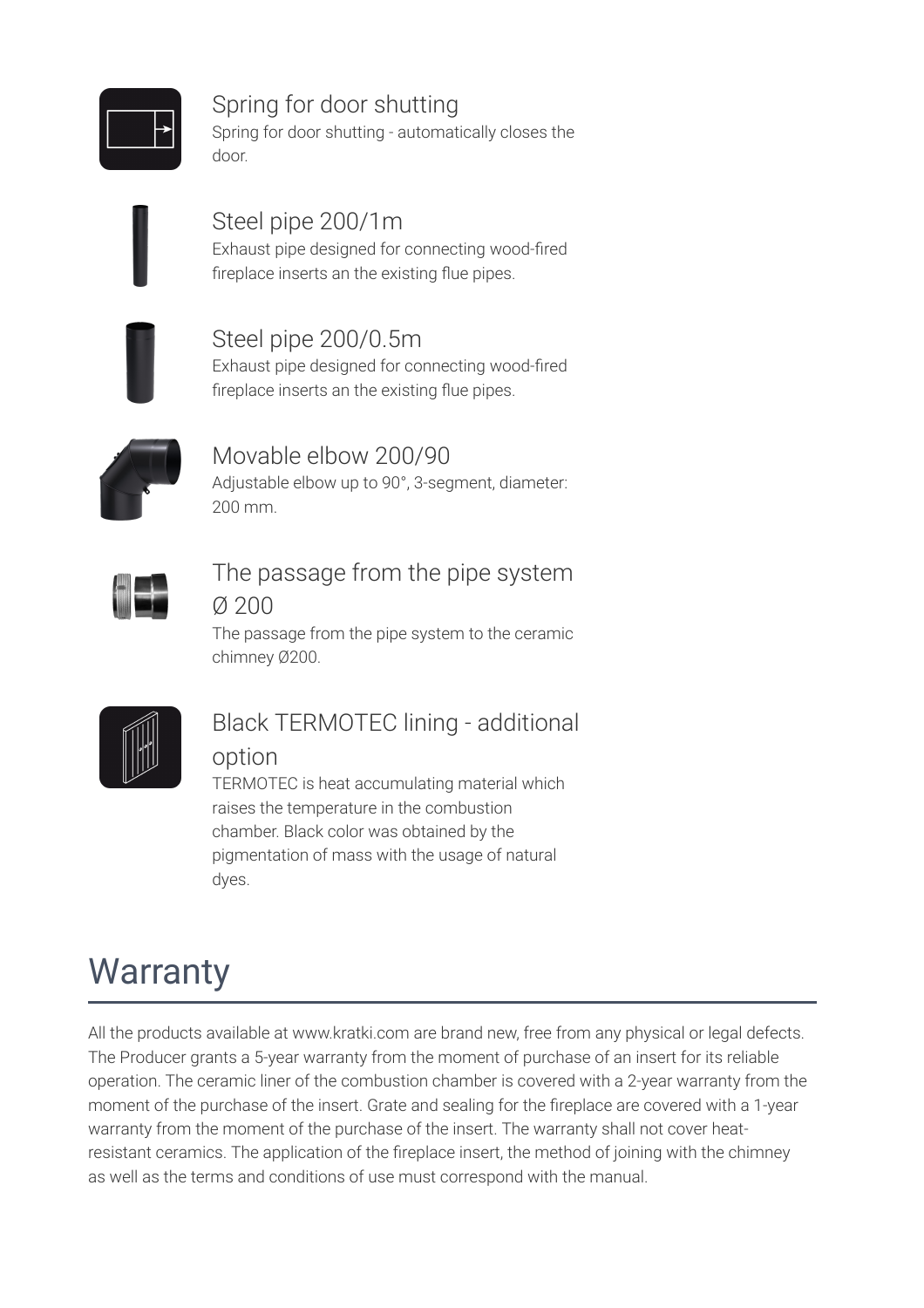### Spring for door shutting

Spring for door shutting - automatically closes the door.

### Steel pipe 200/1m

Exhaust pipe designed for connecting wood-fired fireplace inserts an the existing flue pipes.

### Steel pipe 200/0.5m

Exhaust pipe designed for connecting wood-fired fireplace inserts an the existing flue pipes.

### Movable elbow 200/90

Adjustable elbow up to 90°, 3-segment, diameter: 200 mm.

### The passage from the pipe system Ø 200

The passage from the pipe system to the ceramic chimney Ø200.

### Black TERMOTEC lining - additional option

TERMOTEC is heat accumulating material which raises the temperature in the combustion chamber. Black color was obtained by the pigmentation of mass with the usage of natural dyes.

# Warranty

All the products available at www.kratki.com are brand new, free from any physical or legal defects. The Producer grants a 5-year warranty from the moment of purchase of an insert for its reliable operation. The ceramic liner of the combustion chamber is covered with a 2-year warranty from the moment of the purchase of the insert. Grate and sealing for the fireplace are covered with a 1-year warranty from the moment of the purchase of the insert. The warranty shall not cover heat-resistant ceramics. The application of the fireplace insert, the method of joining with the chimney as well as the terms and conditions of use must correspond with the manual.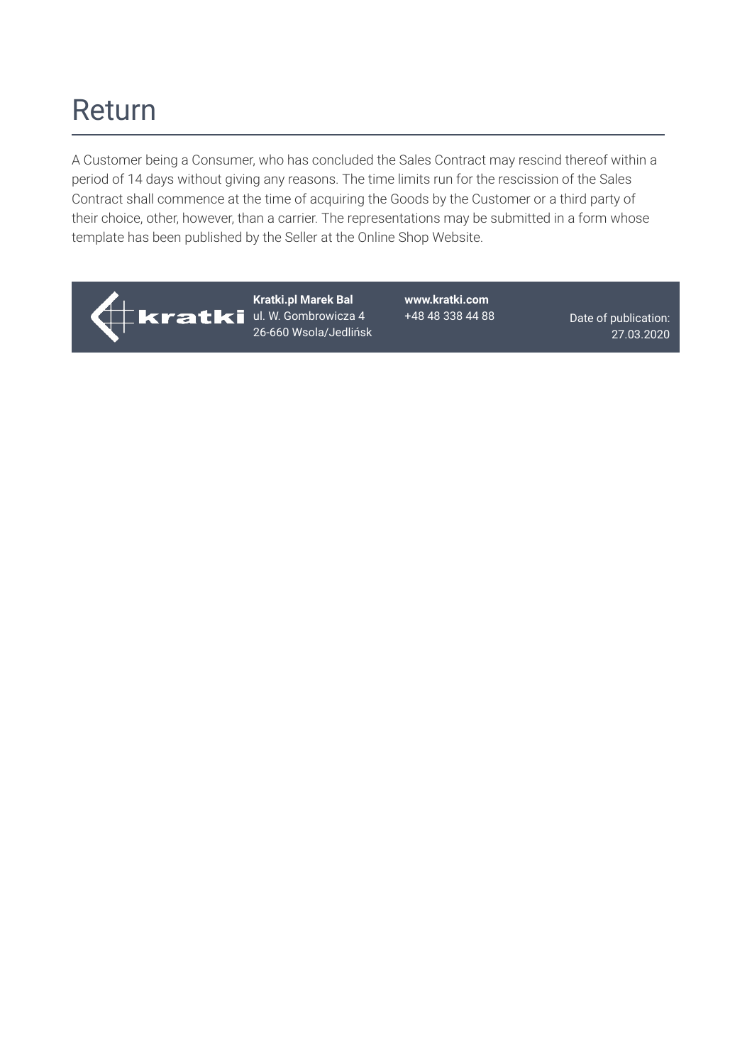# Return

A Customer being a Consumer, who has concluded the Sales Contract may rescind thereof within a period of 14 days without giving any reasons. The time limits run for the rescission of the Sales Contract shall commence at the time of acquiring the Goods by the Customer or a third party of their choice, other, however, than a carrier. The representations may be submitted in a form whose template has been published by the Seller at the Online Shop Website.